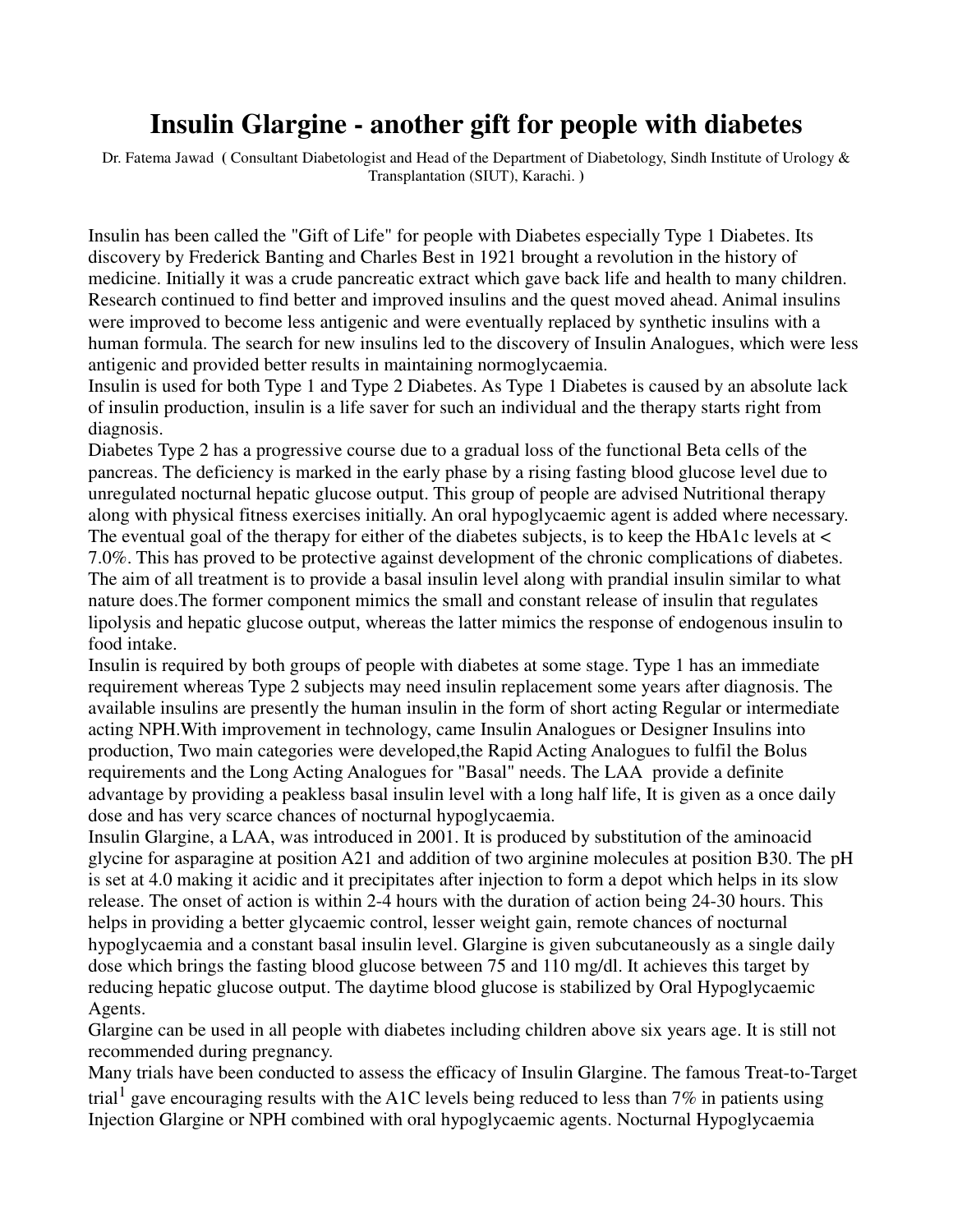# Insulin Glargine - another gift for people with diabetes

Dr. Fatema Jawad ( Consultant Diabetologist and Head of the Department of Diabetology, Sindh Institute of Urology & Transplantation (SIUT), Karachi. )

Insulin has been called the "Gift of Life" for people with Diabetes especially Type 1 Diabetes. Its discovery by Frederick Banting and Charles Best in 1921 brought a revolution in the history of medicine. Initially it was a crude pancreatic extract which gave back life and health to many children. Research continued to find better and improved insulins and the quest moved ahead. Animal insulins were improved to become less antigenic and were eventually replaced by synthetic insulins with a human formula. The search for new insulins led to the discovery of Insulin Analogues, which were less antigenic and provided better results in maintaining normoglycaemia.

Insulin is used for both Type 1 and Type 2 Diabetes. As Type 1 Diabetes is caused by an absolute lack of insulin production, insulin is a life saver for such an individual and the therapy starts right from diagnosis.

Diabetes Type 2 has a progressive course due to a gradual loss of the functional Beta cells of the pancreas. The deficiency is marked in the early phase by a rising fasting blood glucose level due to unregulated nocturnal hepatic glucose output. This group of people are advised Nutritional therapy along with physical fitness exercises initially. An oral hypoglycaemic agent is added where necessary. The eventual goal of the therapy for either of the diabetes subjects, is to keep the HbA1c levels at < 7.0%. This has proved to be protective against development of the chronic complications of diabetes. The aim of all treatment is to provide a basal insulin level along with prandial insulin similar to what nature does.The former component mimics the small and constant release of insulin that regulates lipolysis and hepatic glucose output, whereas the latter mimics the response of endogenous insulin to food intake.

Insulin is required by both groups of people with diabetes at some stage. Type 1 has an immediate requirement whereas Type 2 subjects may need insulin replacement some years after diagnosis. The available insulins are presently the human insulin in the form of short acting Regular or intermediate acting NPH.With improvement in technology, came Insulin Analogues or Designer Insulins into production, Two main categories were developed,the Rapid Acting Analogues to fulfil the Bolus requirements and the Long Acting Analogues for "Basal" needs. The LAA provide a definite advantage by providing a peakless basal insulin level with a long half life, It is given as a once daily dose and has very scarce chances of nocturnal hypoglycaemia.

Insulin Glargine, a LAA, was introduced in 2001. It is produced by substitution of the aminoacid glycine for asparagine at position A21 and addition of two arginine molecules at position B30. The pH is set at 4.0 making it acidic and it precipitates after injection to form a depot which helps in its slow release. The onset of action is within 2-4 hours with the duration of action being 24-30 hours. This helps in providing a better glycaemic control, lesser weight gain, remote chances of nocturnal hypoglycaemia and a constant basal insulin level. Glargine is given subcutaneously as a single daily dose which brings the fasting blood glucose between 75 and 110 mg/dl. It achieves this target by reducing hepatic glucose output. The daytime blood glucose is stabilized by Oral Hypoglycaemic Agents.

Glargine can be used in all people with diabetes including children above six years age. It is still not recommended during pregnancy.

Many trials have been conducted to assess the efficacy of Insulin Glargine. The famous Treat-to-Target trial[1] gave encouraging results with the A1C levels being reduced to less than 7% in patients using Injection Glargine or NPH combined with oral hypoglycaemic agents. Nocturnal Hypoglycaemia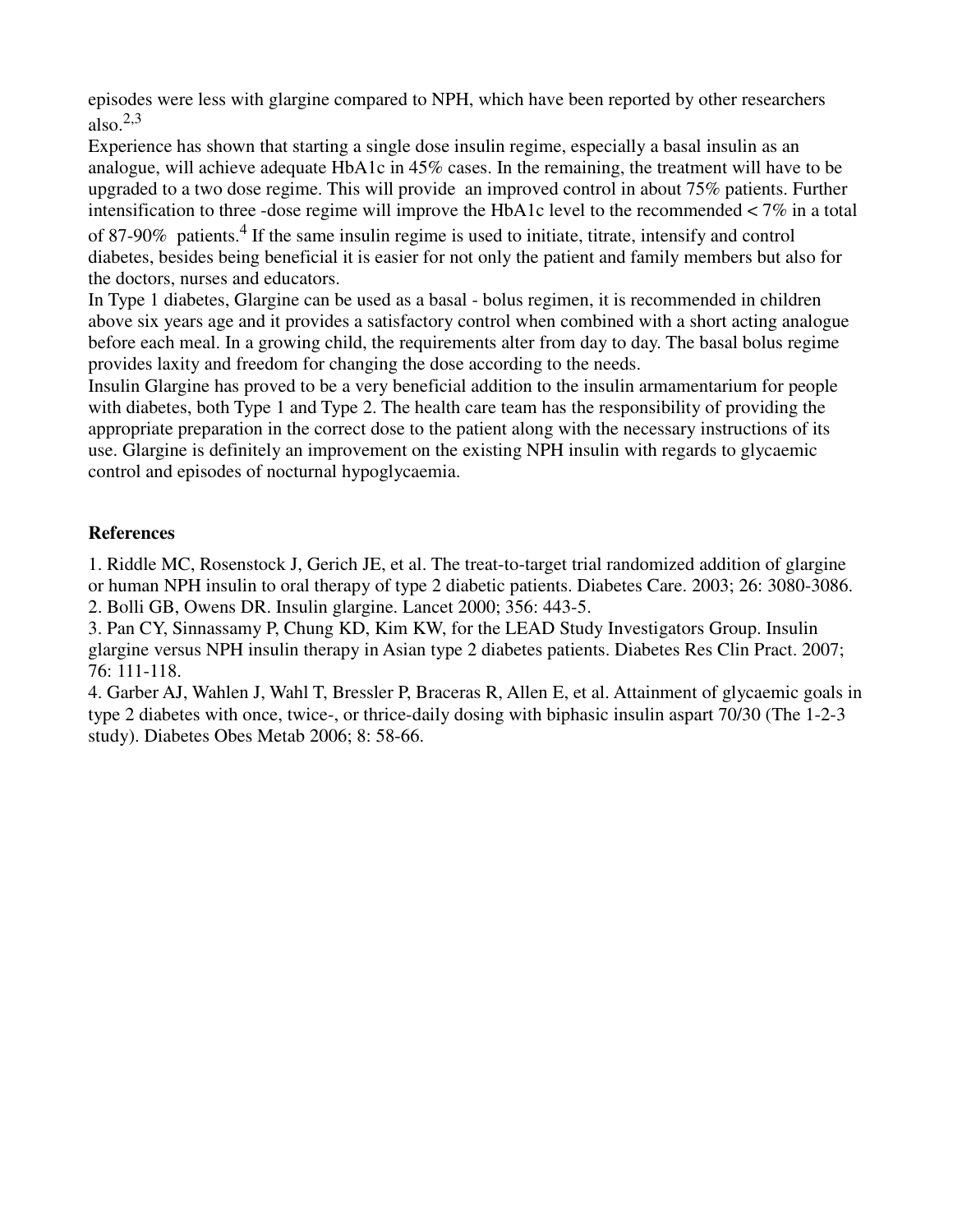episodes were less with glargine compared to NPH, which have been reported by other researchers also.[2,3]

Experience has shown that starting a single dose insulin regime, especially a basal insulin as an analogue, will achieve adequate HbA1c in 45% cases. In the remaining, the treatment will have to be upgraded to a two dose regime. This will provide an improved control in about 75% patients. Further intensification to three -dose regime will improve the HbA1c level to the recommended < 7% in a total of 87-90% patients.[4] If the same insulin regime is used to initiate, titrate, intensify and control diabetes, besides being beneficial it is easier for not only the patient and family members but also for the doctors, nurses and educators.

In Type 1 diabetes, Glargine can be used as a basal - bolus regimen, it is recommended in children above six years age and it provides a satisfactory control when combined with a short acting analogue before each meal. In a growing child, the requirements alter from day to day. The basal bolus regime provides laxity and freedom for changing the dose according to the needs.

Insulin Glargine has proved to be a very beneficial addition to the insulin armamentarium for people with diabetes, both Type 1 and Type 2. The health care team has the responsibility of providing the appropriate preparation in the correct dose to the patient along with the necessary instructions of its use. Glargine is definitely an improvement on the existing NPH insulin with regards to glycaemic control and episodes of nocturnal hypoglycaemia.

**References**

1. Riddle MC, Rosenstock J, Gerich JE, et al. The treat-to-target trial randomized addition of glargine or human NPH insulin to oral therapy of type 2 diabetic patients. Diabetes Care. 2003; 26: 3080-3086.
2. Bolli GB, Owens DR. Insulin glargine. Lancet 2000; 356: 443-5.
3. Pan CY, Sinnassamy P, Chung KD, Kim KW, for the LEAD Study Investigators Group. Insulin glargine versus NPH insulin therapy in Asian type 2 diabetes patients. Diabetes Res Clin Pract. 2007; 76: 111-118.
4. Garber AJ, Wahlen J, Wahl T, Bressler P, Braceras R, Allen E, et al. Attainment of glycaemic goals in type 2 diabetes with once, twice-, or thrice-daily dosing with biphasic insulin aspart 70/30 (The 1-2-3 study). Diabetes Obes Metab 2006; 8: 58-66.